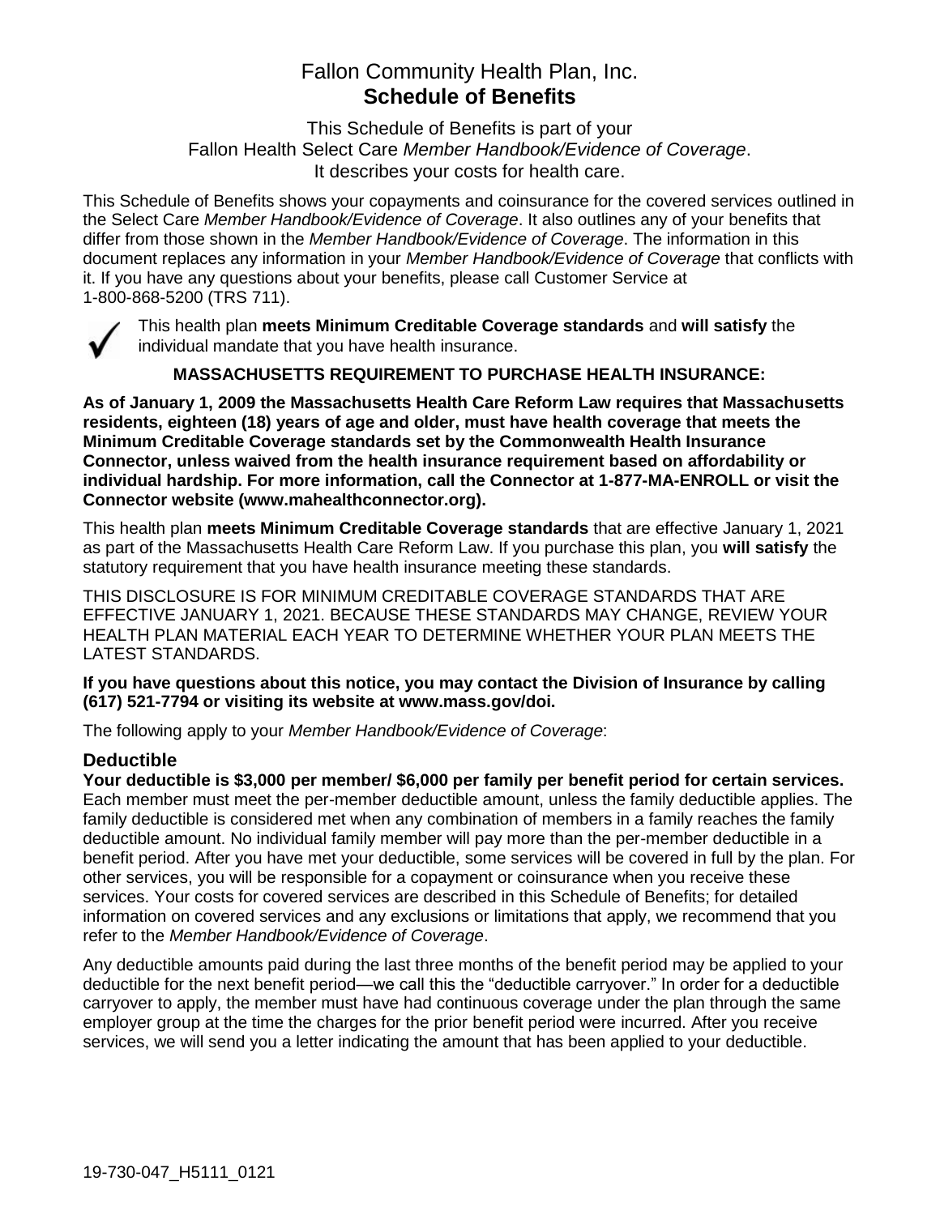# Fallon Community Health Plan, Inc.
# Schedule of Benefits

This Schedule of Benefits is part of your
Fallon Health Select Care *Member Handbook/Evidence of Coverage*.
It describes your costs for health care.

This Schedule of Benefits shows your copayments and coinsurance for the covered services outlined in the Select Care *Member Handbook/Evidence of Coverage*. It also outlines any of your benefits that differ from those shown in the *Member Handbook/Evidence of Coverage*. The information in this document replaces any information in your *Member Handbook/Evidence of Coverage* that conflicts with it. If you have any questions about your benefits, please call Customer Service at 1-800-868-5200 (TRS 711).

✓ This health plan **meets Minimum Creditable Coverage standards** and **will satisfy** the individual mandate that you have health insurance.

**MASSACHUSETTS REQUIREMENT TO PURCHASE HEALTH INSURANCE:**

**As of January 1, 2009 the Massachusetts Health Care Reform Law requires that Massachusetts residents, eighteen (18) years of age and older, must have health coverage that meets the Minimum Creditable Coverage standards set by the Commonwealth Health Insurance Connector, unless waived from the health insurance requirement based on affordability or individual hardship. For more information, call the Connector at 1-877-MA-ENROLL or visit the Connector website (www.mahealthconnector.org).**

This health plan **meets Minimum Creditable Coverage standards** that are effective January 1, 2021 as part of the Massachusetts Health Care Reform Law. If you purchase this plan, you **will satisfy** the statutory requirement that you have health insurance meeting these standards.

THIS DISCLOSURE IS FOR MINIMUM CREDITABLE COVERAGE STANDARDS THAT ARE EFFECTIVE JANUARY 1, 2021. BECAUSE THESE STANDARDS MAY CHANGE, REVIEW YOUR HEALTH PLAN MATERIAL EACH YEAR TO DETERMINE WHETHER YOUR PLAN MEETS THE LATEST STANDARDS.

**If you have questions about this notice, you may contact the Division of Insurance by calling (617) 521-7794 or visiting its website at www.mass.gov/doi.**

The following apply to your *Member Handbook/Evidence of Coverage*:

## Deductible

**Your deductible is $3,000 per member/ $6,000 per family per benefit period for certain services.** Each member must meet the per-member deductible amount, unless the family deductible applies. The family deductible is considered met when any combination of members in a family reaches the family deductible amount. No individual family member will pay more than the per-member deductible in a benefit period. After you have met your deductible, some services will be covered in full by the plan. For other services, you will be responsible for a copayment or coinsurance when you receive these services. Your costs for covered services are described in this Schedule of Benefits; for detailed information on covered services and any exclusions or limitations that apply, we recommend that you refer to the *Member Handbook/Evidence of Coverage*.

Any deductible amounts paid during the last three months of the benefit period may be applied to your deductible for the next benefit period—we call this the "deductible carryover." In order for a deductible carryover to apply, the member must have had continuous coverage under the plan through the same employer group at the time the charges for the prior benefit period were incurred. After you receive services, we will send you a letter indicating the amount that has been applied to your deductible.

19-730-047_H5111_0121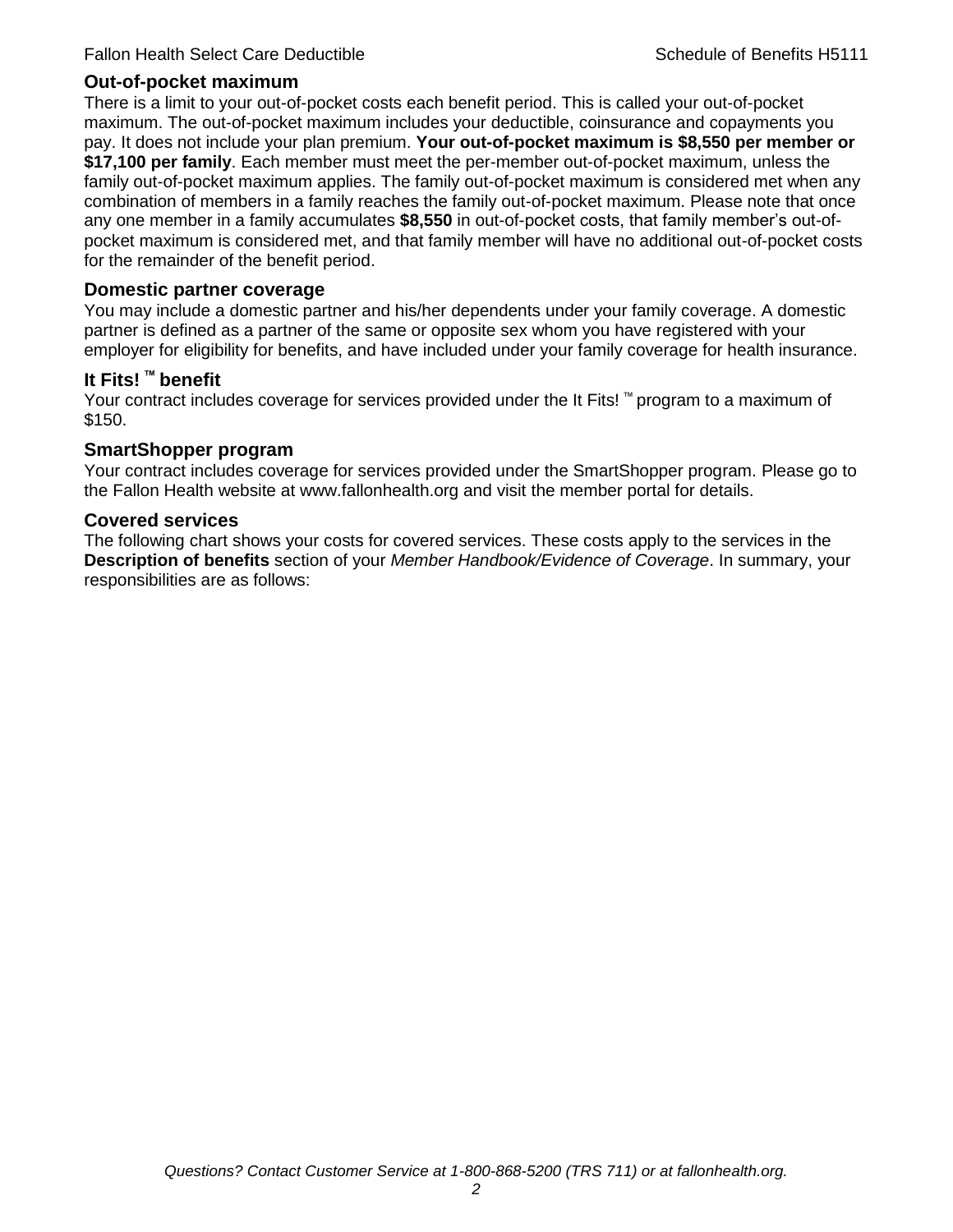## Out-of-pocket maximum

There is a limit to your out-of-pocket costs each benefit period. This is called your out-of-pocket maximum. The out-of-pocket maximum includes your deductible, coinsurance and copayments you pay. It does not include your plan premium. **Your out-of-pocket maximum is $8,550 per member or $17,100 per family**. Each member must meet the per-member out-of-pocket maximum, unless the family out-of-pocket maximum applies. The family out-of-pocket maximum is considered met when any combination of members in a family reaches the family out-of-pocket maximum. Please note that once any one member in a family accumulates **$8,550** in out-of-pocket costs, that family member's out-of-pocket maximum is considered met, and that family member will have no additional out-of-pocket costs for the remainder of the benefit period.

## Domestic partner coverage

You may include a domestic partner and his/her dependents under your family coverage. A domestic partner is defined as a partner of the same or opposite sex whom you have registered with your employer for eligibility for benefits, and have included under your family coverage for health insurance.

## It Fits! ™ benefit

Your contract includes coverage for services provided under the It Fits! ™ program to a maximum of $150.

## SmartShopper program

Your contract includes coverage for services provided under the SmartShopper program. Please go to the Fallon Health website at www.fallonhealth.org and visit the member portal for details.

## Covered services

The following chart shows your costs for covered services. These costs apply to the services in the **Description of benefits** section of your *Member Handbook/Evidence of Coverage*. In summary, your responsibilities are as follows: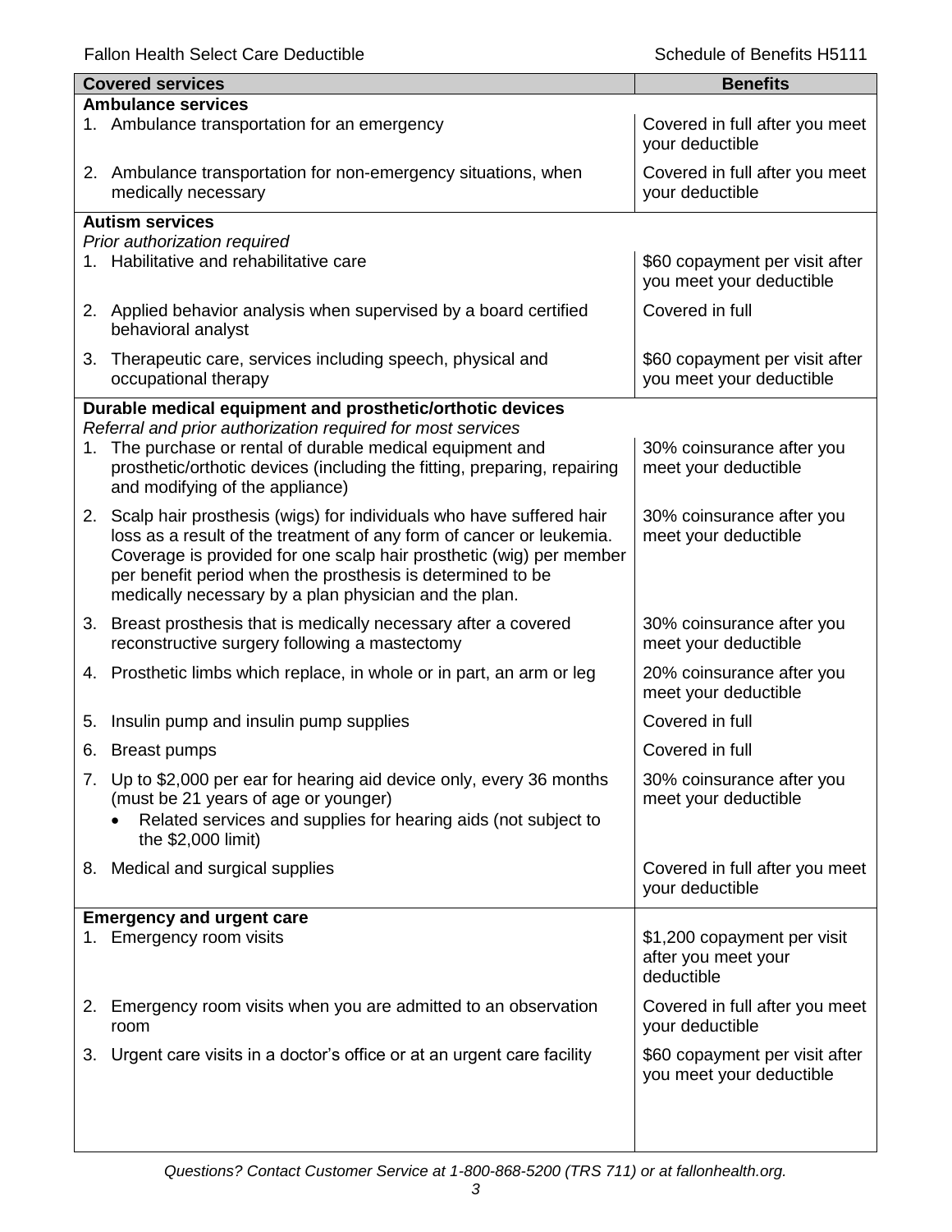| Covered services | Benefits |
| --- | --- |
| **Ambulance services** | |
| 1. Ambulance transportation for an emergency | Covered in full after you meet your deductible |
| 2. Ambulance transportation for non-emergency situations, when medically necessary | Covered in full after you meet your deductible |
| **Autism services**<br>*Prior authorization required* | |
| 1. Habilitative and rehabilitative care | \$60 copayment per visit after you meet your deductible |
| 2. Applied behavior analysis when supervised by a board certified behavioral analyst | Covered in full |
| 3. Therapeutic care, services including speech, physical and occupational therapy | \$60 copayment per visit after you meet your deductible |
| **Durable medical equipment and prosthetic/orthotic devices**<br>*Referral and prior authorization required for most services* | |
| 1. The purchase or rental of durable medical equipment and prosthetic/orthotic devices (including the fitting, preparing, repairing and modifying of the appliance) | 30% coinsurance after you meet your deductible |
| 2. Scalp hair prosthesis (wigs) for individuals who have suffered hair loss as a result of the treatment of any form of cancer or leukemia. Coverage is provided for one scalp hair prosthetic (wig) per member per benefit period when the prosthesis is determined to be medically necessary by a plan physician and the plan. | 30% coinsurance after you meet your deductible |
| 3. Breast prosthesis that is medically necessary after a covered reconstructive surgery following a mastectomy | 30% coinsurance after you meet your deductible |
| 4. Prosthetic limbs which replace, in whole or in part, an arm or leg | 20% coinsurance after you meet your deductible |
| 5. Insulin pump and insulin pump supplies | Covered in full |
| 6. Breast pumps | Covered in full |
| 7. Up to \$2,000 per ear for hearing aid device only, every 36 months (must be 21 years of age or younger)<br>• Related services and supplies for hearing aids (not subject to the \$2,000 limit) | 30% coinsurance after you meet your deductible |
| 8. Medical and surgical supplies | Covered in full after you meet your deductible |
| **Emergency and urgent care** | |
| 1. Emergency room visits | \$1,200 copayment per visit after you meet your deductible |
| 2. Emergency room visits when you are admitted to an observation room | Covered in full after you meet your deductible |
| 3. Urgent care visits in a doctor's office or at an urgent care facility | \$60 copayment per visit after you meet your deductible |

*Questions? Contact Customer Service at 1-800-868-5200 (TRS 711) or at fallonhealth.org.*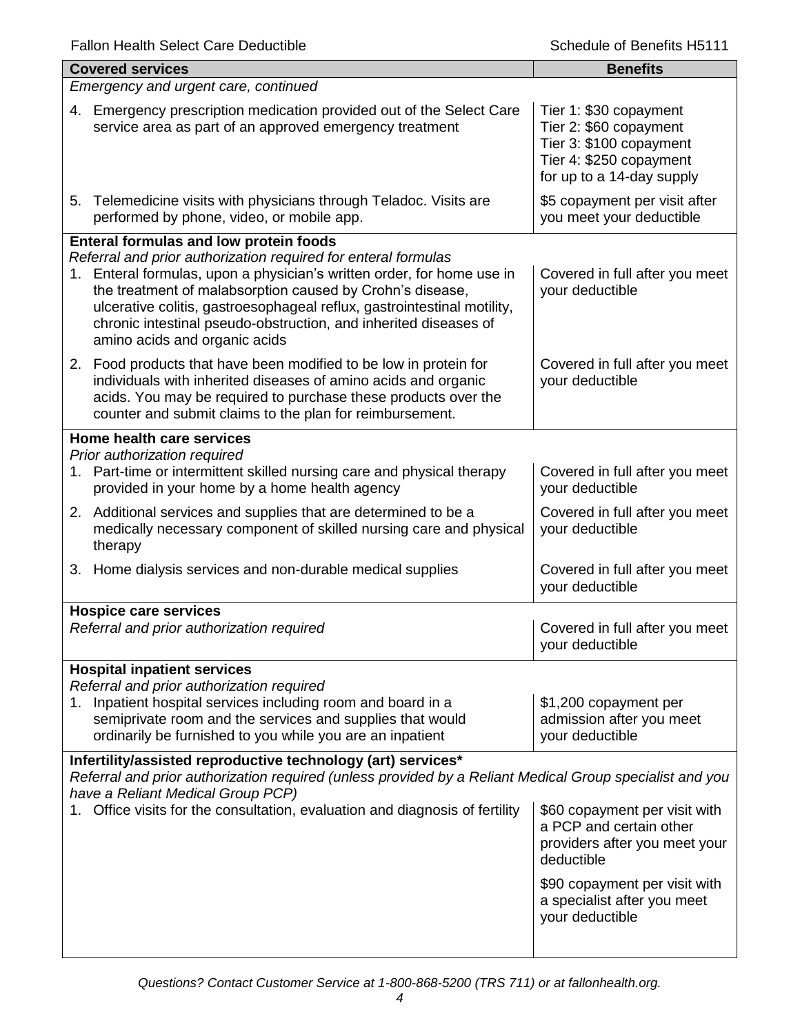| Covered services | Benefits |
| --- | --- |
| *Emergency and urgent care, continued* | |
| 4. Emergency prescription medication provided out of the Select Care service area as part of an approved emergency treatment | Tier 1: $30 copayment<br>Tier 2: $60 copayment<br>Tier 3: $100 copayment<br>Tier 4: $250 copayment<br>for up to a 14-day supply |
| 5. Telemedicine visits with physicians through Teladoc. Visits are performed by phone, video, or mobile app. | $5 copayment per visit after you meet your deductible |
| **Enteral formulas and low protein foods**<br>*Referral and prior authorization required for enteral formulas* | |
| 1. Enteral formulas, upon a physician's written order, for home use in the treatment of malabsorption caused by Crohn's disease, ulcerative colitis, gastroesophageal reflux, gastrointestinal motility, chronic intestinal pseudo-obstruction, and inherited diseases of amino acids and organic acids | Covered in full after you meet your deductible |
| 2. Food products that have been modified to be low in protein for individuals with inherited diseases of amino acids and organic acids. You may be required to purchase these products over the counter and submit claims to the plan for reimbursement. | Covered in full after you meet your deductible |
| **Home health care services**<br>*Prior authorization required* | |
| 1. Part-time or intermittent skilled nursing care and physical therapy provided in your home by a home health agency | Covered in full after you meet your deductible |
| 2. Additional services and supplies that are determined to be a medically necessary component of skilled nursing care and physical therapy | Covered in full after you meet your deductible |
| 3. Home dialysis services and non-durable medical supplies | Covered in full after you meet your deductible |
| **Hospice care services**<br>*Referral and prior authorization required* | Covered in full after you meet your deductible |
| **Hospital inpatient services**<br>*Referral and prior authorization required* | |
| 1. Inpatient hospital services including room and board in a semiprivate room and the services and supplies that would ordinarily be furnished to you while you are an inpatient | $1,200 copayment per admission after you meet your deductible |
| **Infertility/assisted reproductive technology (art) services***<br>*Referral and prior authorization required (unless provided by a Reliant Medical Group specialist and you have a Reliant Medical Group PCP)* | |
| 1. Office visits for the consultation, evaluation and diagnosis of fertility | $60 copayment per visit with a PCP and certain other providers after you meet your deductible<br><br>$90 copayment per visit with a specialist after you meet your deductible |

*Questions? Contact Customer Service at 1-800-868-5200 (TRS 711) or at fallonhealth.org.*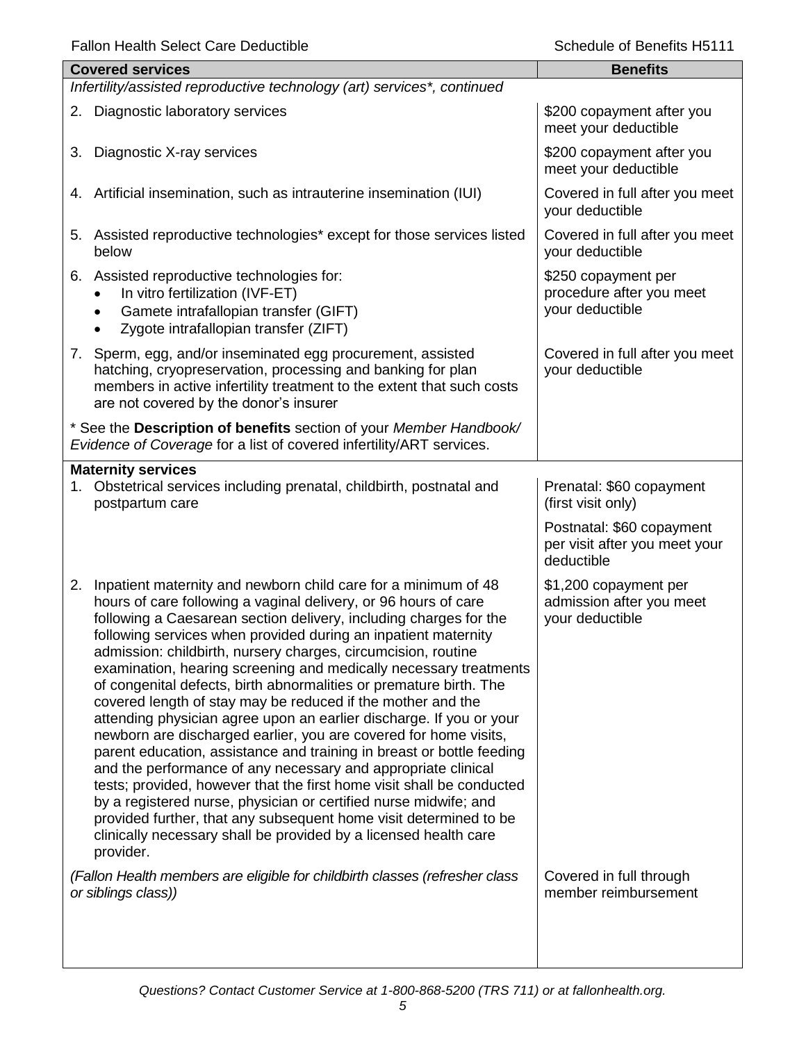| Covered services | Benefits |
|---|---|
| *Infertility/assisted reproductive technology (art) services\*, continued* | |
| 2. Diagnostic laboratory services | \$200 copayment after you meet your deductible |
| 3. Diagnostic X-ray services | \$200 copayment after you meet your deductible |
| 4. Artificial insemination, such as intrauterine insemination (IUI) | Covered in full after you meet your deductible |
| 5. Assisted reproductive technologies* except for those services listed below | Covered in full after you meet your deductible |
| 6. Assisted reproductive technologies for:<br>• In vitro fertilization (IVF-ET)<br>• Gamete intrafallopian transfer (GIFT)<br>• Zygote intrafallopian transfer (ZIFT) | \$250 copayment per procedure after you meet your deductible |
| 7. Sperm, egg, and/or inseminated egg procurement, assisted hatching, cryopreservation, processing and banking for plan members in active infertility treatment to the extent that such costs are not covered by the donor's insurer | Covered in full after you meet your deductible |
| \* See the **Description of benefits** section of your *Member Handbook/ Evidence of Coverage* for a list of covered infertility/ART services. | |
| **Maternity services** | |
| 1. Obstetrical services including prenatal, childbirth, postnatal and postpartum care | Prenatal: \$60 copayment (first visit only)<br><br>Postnatal: \$60 copayment per visit after you meet your deductible |
| 2. Inpatient maternity and newborn child care for a minimum of 48 hours of care following a vaginal delivery, or 96 hours of care following a Caesarean section delivery, including charges for the following services when provided during an inpatient maternity admission: childbirth, nursery charges, circumcision, routine examination, hearing screening and medically necessary treatments of congenital defects, birth abnormalities or premature birth. The covered length of stay may be reduced if the mother and the attending physician agree upon an earlier discharge. If you or your newborn are discharged earlier, you are covered for home visits, parent education, assistance and training in breast or bottle feeding and the performance of any necessary and appropriate clinical tests; provided, however that the first home visit shall be conducted by a registered nurse, physician or certified nurse midwife; and provided further, that any subsequent home visit determined to be clinically necessary shall be provided by a licensed health care provider. | \$1,200 copayment per admission after you meet your deductible |
| *(Fallon Health members are eligible for childbirth classes (refresher class or siblings class))* | Covered in full through member reimbursement |

*Questions? Contact Customer Service at 1-800-868-5200 (TRS 711) or at fallonhealth.org.*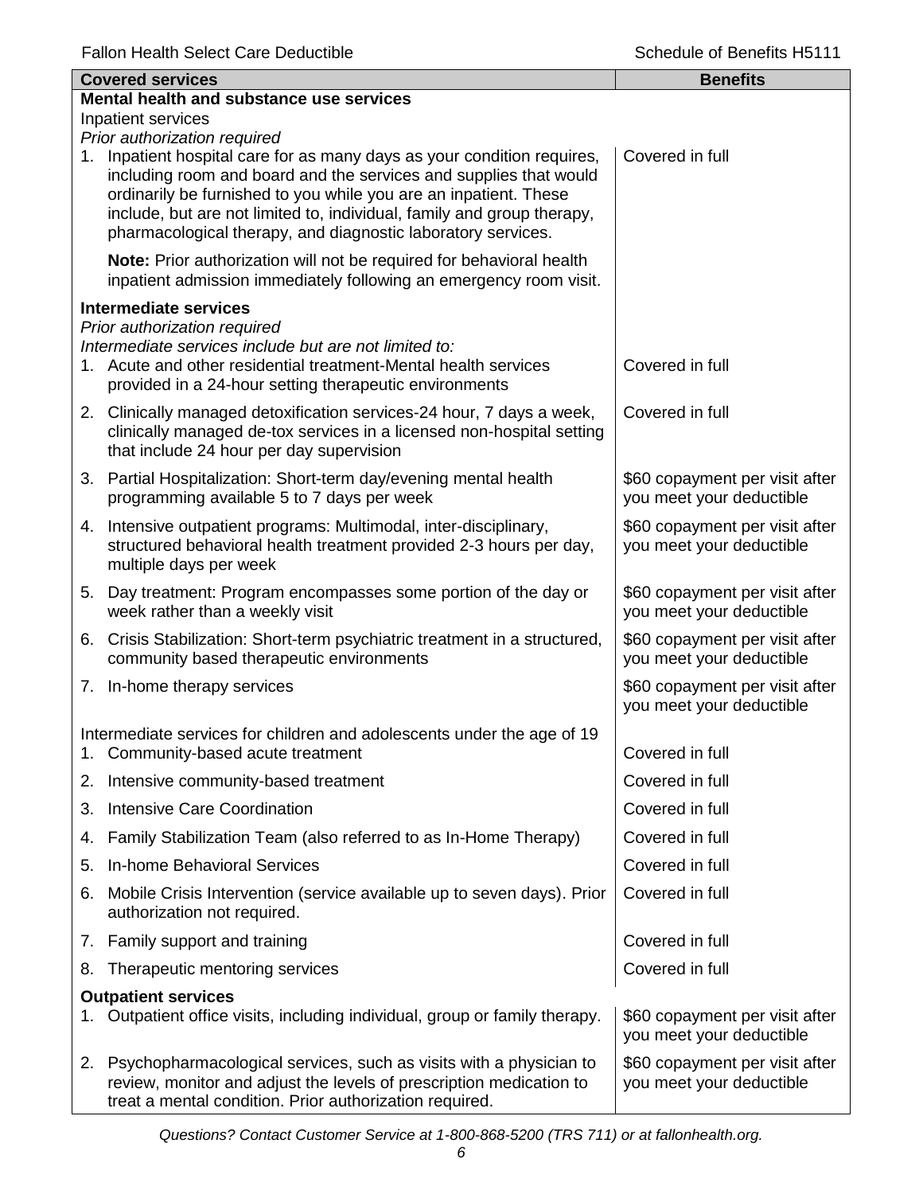| Covered services | Benefits |
| --- | --- |
| **Mental health and substance use services** | |
| Inpatient services | |
| *Prior authorization required* | |
| 1. Inpatient hospital care for as many days as your condition requires, including room and board and the services and supplies that would ordinarily be furnished to you while you are an inpatient. These include, but are not limited to, individual, family and group therapy, pharmacological therapy, and diagnostic laboratory services. | Covered in full |
| **Note:** Prior authorization will not be required for behavioral health inpatient admission immediately following an emergency room visit. | |
| **Intermediate services** | |
| *Prior authorization required* | |
| *Intermediate services include but are not limited to:* | |
| 1. Acute and other residential treatment-Mental health services provided in a 24-hour setting therapeutic environments | Covered in full |
| 2. Clinically managed detoxification services-24 hour, 7 days a week, clinically managed de-tox services in a licensed non-hospital setting that include 24 hour per day supervision | Covered in full |
| 3. Partial Hospitalization: Short-term day/evening mental health programming available 5 to 7 days per week | \$60 copayment per visit after you meet your deductible |
| 4. Intensive outpatient programs: Multimodal, inter-disciplinary, structured behavioral health treatment provided 2-3 hours per day, multiple days per week | \$60 copayment per visit after you meet your deductible |
| 5. Day treatment: Program encompasses some portion of the day or week rather than a weekly visit | \$60 copayment per visit after you meet your deductible |
| 6. Crisis Stabilization: Short-term psychiatric treatment in a structured, community based therapeutic environments | \$60 copayment per visit after you meet your deductible |
| 7. In-home therapy services | \$60 copayment per visit after you meet your deductible |
| Intermediate services for children and adolescents under the age of 19 | |
| 1. Community-based acute treatment | Covered in full |
| 2. Intensive community-based treatment | Covered in full |
| 3. Intensive Care Coordination | Covered in full |
| 4. Family Stabilization Team (also referred to as In-Home Therapy) | Covered in full |
| 5. In-home Behavioral Services | Covered in full |
| 6. Mobile Crisis Intervention (service available up to seven days). Prior authorization not required. | Covered in full |
| 7. Family support and training | Covered in full |
| 8. Therapeutic mentoring services | Covered in full |
| **Outpatient services** | |
| 1. Outpatient office visits, including individual, group or family therapy. | \$60 copayment per visit after you meet your deductible |
| 2. Psychopharmacological services, such as visits with a physician to review, monitor and adjust the levels of prescription medication to treat a mental condition. Prior authorization required. | \$60 copayment per visit after you meet your deductible |

*Questions? Contact Customer Service at 1-800-868-5200 (TRS 711) or at fallonhealth.org.*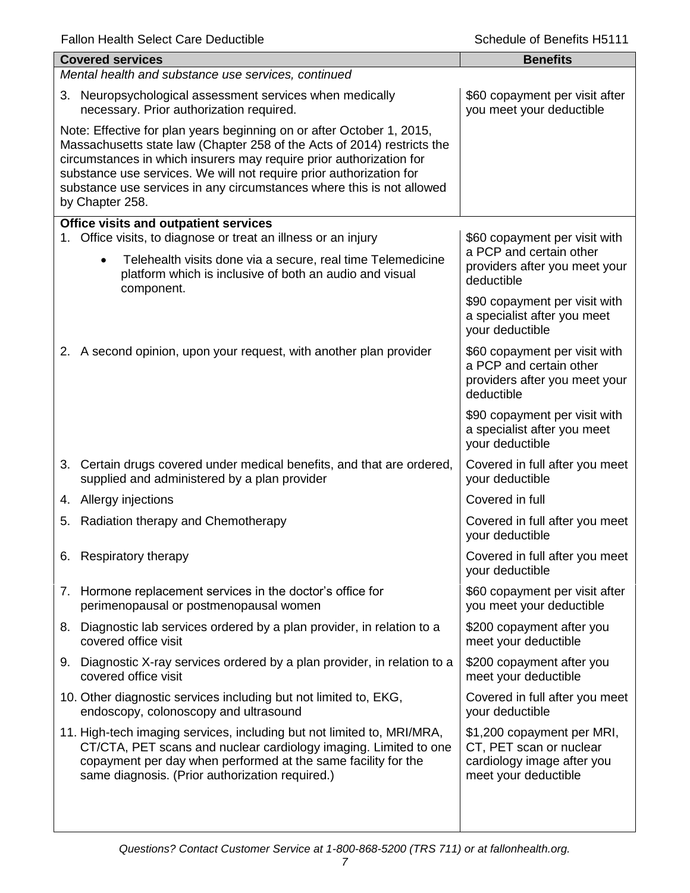| Covered services | Benefits |
|---|---|
| *Mental health and substance use services, continued* | |
| 3. Neuropsychological assessment services when medically necessary. Prior authorization required. | \$60 copayment per visit after you meet your deductible |
| Note: Effective for plan years beginning on or after October 1, 2015, Massachusetts state law (Chapter 258 of the Acts of 2014) restricts the circumstances in which insurers may require prior authorization for substance use services. We will not require prior authorization for substance use services in any circumstances where this is not allowed by Chapter 258. | |
| **Office visits and outpatient services** | |
| 1. Office visits, to diagnose or treat an illness or an injury<br>• Telehealth visits done via a secure, real time Telemedicine platform which is inclusive of both an audio and visual component. | \$60 copayment per visit with a PCP and certain other providers after you meet your deductible<br><br>\$90 copayment per visit with a specialist after you meet your deductible |
| 2. A second opinion, upon your request, with another plan provider | \$60 copayment per visit with a PCP and certain other providers after you meet your deductible<br><br>\$90 copayment per visit with a specialist after you meet your deductible |
| 3. Certain drugs covered under medical benefits, and that are ordered, supplied and administered by a plan provider | Covered in full after you meet your deductible |
| 4. Allergy injections | Covered in full |
| 5. Radiation therapy and Chemotherapy | Covered in full after you meet your deductible |
| 6. Respiratory therapy | Covered in full after you meet your deductible |
| 7. Hormone replacement services in the doctor's office for perimenopausal or postmenopausal women | \$60 copayment per visit after you meet your deductible |
| 8. Diagnostic lab services ordered by a plan provider, in relation to a covered office visit | \$200 copayment after you meet your deductible |
| 9. Diagnostic X-ray services ordered by a plan provider, in relation to a covered office visit | \$200 copayment after you meet your deductible |
| 10. Other diagnostic services including but not limited to, EKG, endoscopy, colonoscopy and ultrasound | Covered in full after you meet your deductible |
| 11. High-tech imaging services, including but not limited to, MRI/MRA, CT/CTA, PET scans and nuclear cardiology imaging. Limited to one copayment per day when performed at the same facility for the same diagnosis. (Prior authorization required.) | \$1,200 copayment per MRI, CT, PET scan or nuclear cardiology image after you meet your deductible |

*Questions? Contact Customer Service at 1-800-868-5200 (TRS 711) or at fallonhealth.org.*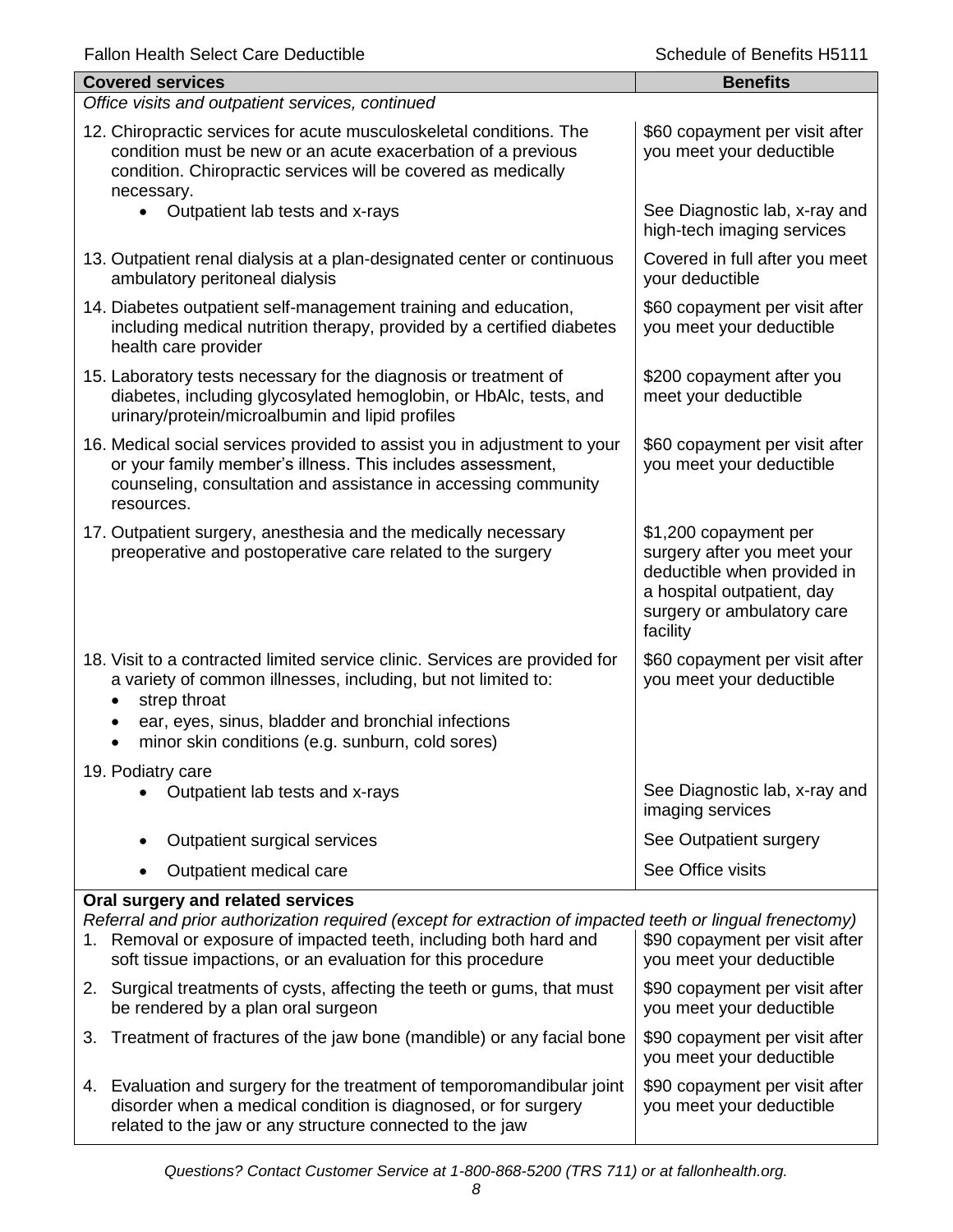| Covered services | Benefits |
| --- | --- |
| *Office visits and outpatient services, continued* | |
| 12. Chiropractic services for acute musculoskeletal conditions. The condition must be new or an acute exacerbation of a previous condition. Chiropractic services will be covered as medically necessary. | $60 copayment per visit after you meet your deductible |
| • Outpatient lab tests and x-rays | See Diagnostic lab, x-ray and high-tech imaging services |
| 13. Outpatient renal dialysis at a plan-designated center or continuous ambulatory peritoneal dialysis | Covered in full after you meet your deductible |
| 14. Diabetes outpatient self-management training and education, including medical nutrition therapy, provided by a certified diabetes health care provider | $60 copayment per visit after you meet your deductible |
| 15. Laboratory tests necessary for the diagnosis or treatment of diabetes, including glycosylated hemoglobin, or HbAlc, tests, and urinary/protein/microalbumin and lipid profiles | $200 copayment after you meet your deductible |
| 16. Medical social services provided to assist you in adjustment to your or your family member's illness. This includes assessment, counseling, consultation and assistance in accessing community resources. | $60 copayment per visit after you meet your deductible |
| 17. Outpatient surgery, anesthesia and the medically necessary preoperative and postoperative care related to the surgery | $1,200 copayment per surgery after you meet your deductible when provided in a hospital outpatient, day surgery or ambulatory care facility |
| 18. Visit to a contracted limited service clinic. Services are provided for a variety of common illnesses, including, but not limited to: • strep throat • ear, eyes, sinus, bladder and bronchial infections • minor skin conditions (e.g. sunburn, cold sores) | $60 copayment per visit after you meet your deductible |
| 19. Podiatry care | |
| • Outpatient lab tests and x-rays | See Diagnostic lab, x-ray and imaging services |
| • Outpatient surgical services | See Outpatient surgery |
| • Outpatient medical care | See Office visits |
| **Oral surgery and related services** *Referral and prior authorization required (except for extraction of impacted teeth or lingual frenectomy)* | |
| 1. Removal or exposure of impacted teeth, including both hard and soft tissue impactions, or an evaluation for this procedure | $90 copayment per visit after you meet your deductible |
| 2. Surgical treatments of cysts, affecting the teeth or gums, that must be rendered by a plan oral surgeon | $90 copayment per visit after you meet your deductible |
| 3. Treatment of fractures of the jaw bone (mandible) or any facial bone | $90 copayment per visit after you meet your deductible |
| 4. Evaluation and surgery for the treatment of temporomandibular joint disorder when a medical condition is diagnosed, or for surgery related to the jaw or any structure connected to the jaw | $90 copayment per visit after you meet your deductible |

*Questions? Contact Customer Service at 1-800-868-5200 (TRS 711) or at fallonhealth.org.*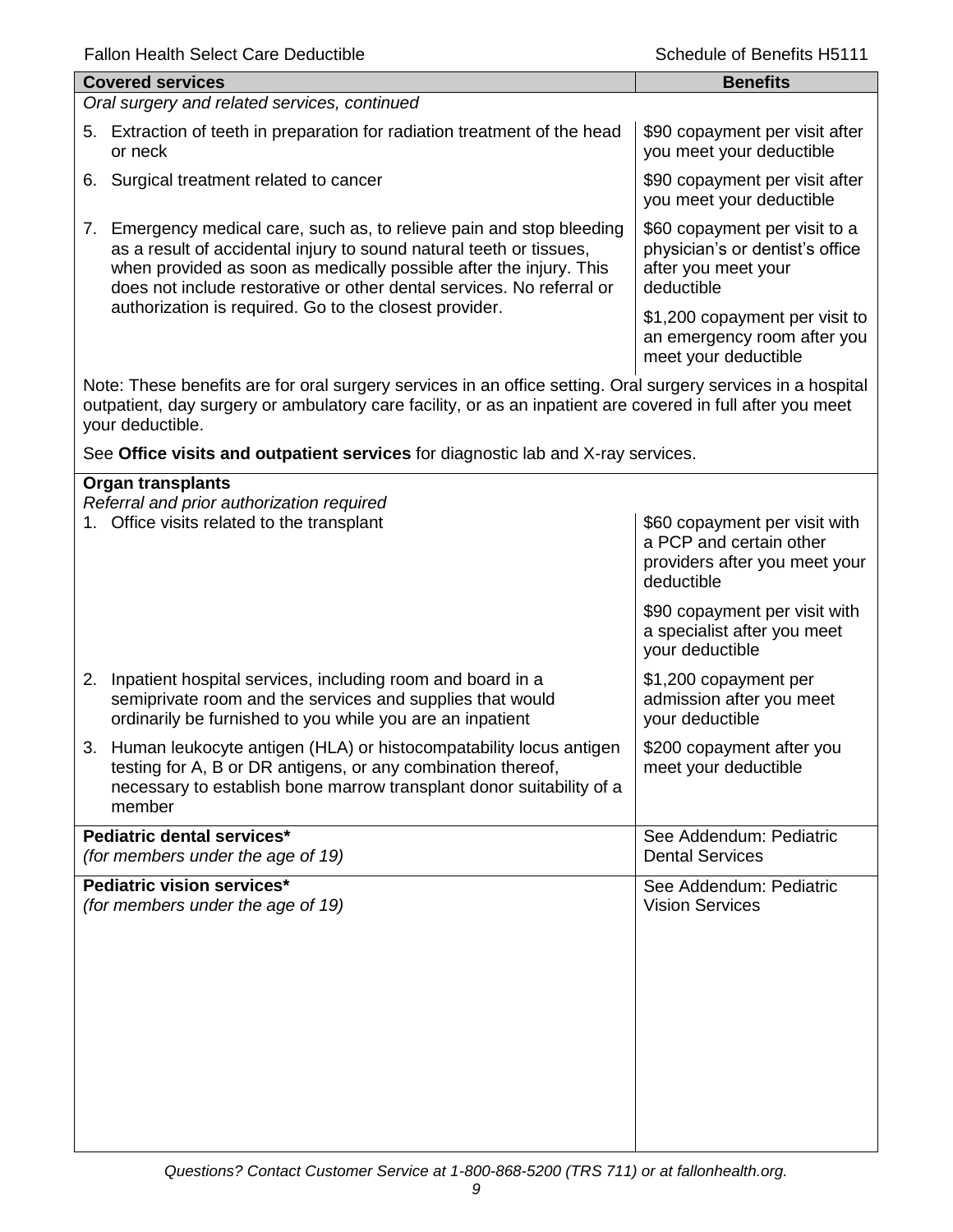| Covered services | Benefits |
|---|---|
| *Oral surgery and related services, continued* | |
| 5. Extraction of teeth in preparation for radiation treatment of the head or neck | $90 copayment per visit after you meet your deductible |
| 6. Surgical treatment related to cancer | $90 copayment per visit after you meet your deductible |
| 7. Emergency medical care, such as, to relieve pain and stop bleeding as a result of accidental injury to sound natural teeth or tissues, when provided as soon as medically possible after the injury. This does not include restorative or other dental services. No referral or authorization is required. Go to the closest provider. | $60 copayment per visit to a physician's or dentist's office after you meet your deductible<br><br>$1,200 copayment per visit to an emergency room after you meet your deductible |
| Note: These benefits are for oral surgery services in an office setting. Oral surgery services in a hospital outpatient, day surgery or ambulatory care facility, or as an inpatient are covered in full after you meet your deductible.<br><br>See **Office visits and outpatient services** for diagnostic lab and X-ray services. | |
| **Organ transplants**<br>*Referral and prior authorization required*<br>1. Office visits related to the transplant | $60 copayment per visit with a PCP and certain other providers after you meet your deductible<br><br>$90 copayment per visit with a specialist after you meet your deductible |
| 2. Inpatient hospital services, including room and board in a semiprivate room and the services and supplies that would ordinarily be furnished to you while you are an inpatient | $1,200 copayment per admission after you meet your deductible |
| 3. Human leukocyte antigen (HLA) or histocompatability locus antigen testing for A, B or DR antigens, or any combination thereof, necessary to establish bone marrow transplant donor suitability of a member | $200 copayment after you meet your deductible |
| **Pediatric dental services***<br>*(for members under the age of 19)* | See Addendum: Pediatric Dental Services |
| **Pediatric vision services***<br>*(for members under the age of 19)* | See Addendum: Pediatric Vision Services |

*Questions? Contact Customer Service at 1-800-868-5200 (TRS 711) or at fallonhealth.org.*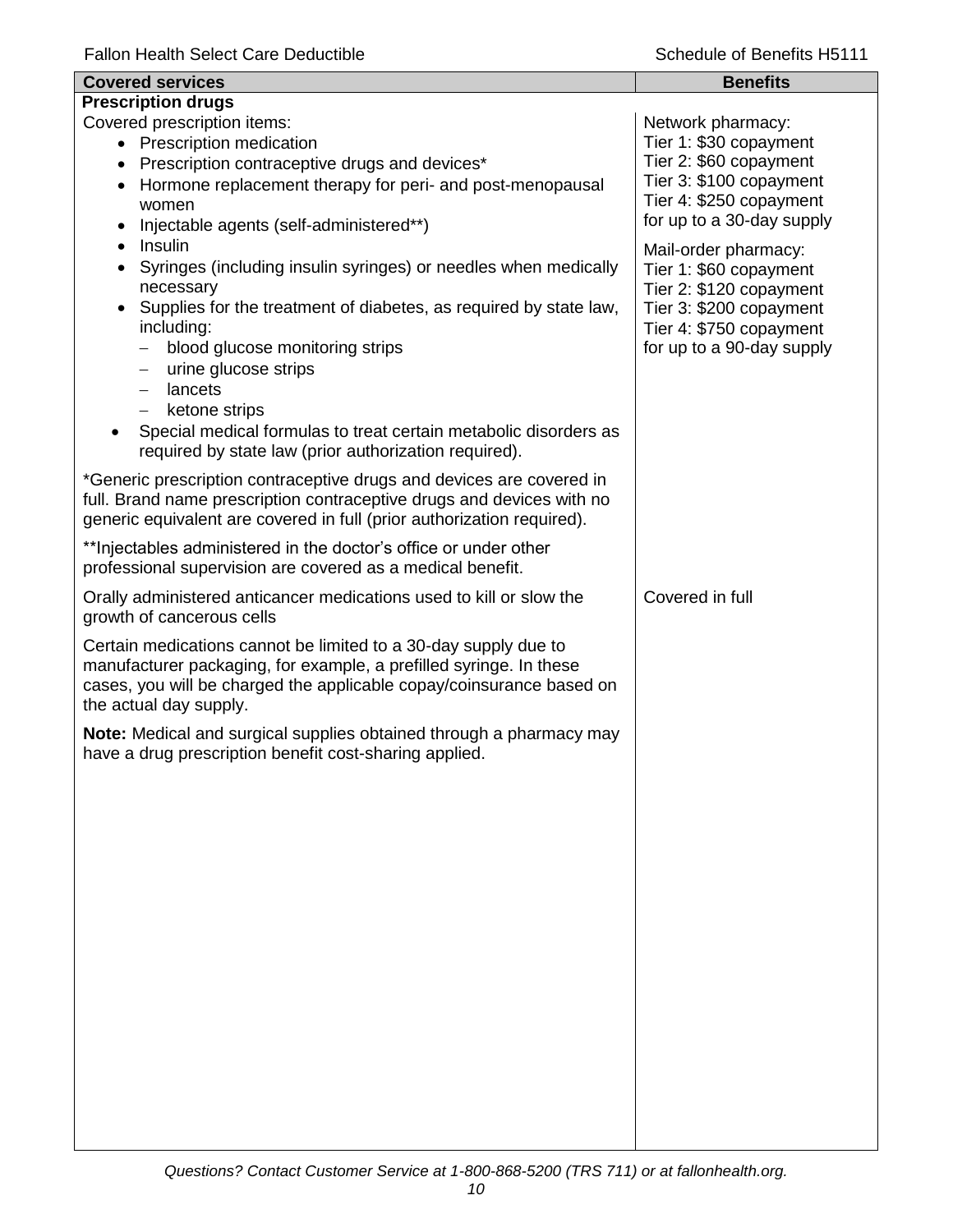| Covered services | Benefits |
|---|---|
| **Prescription drugs** | |
| Covered prescription items:<br>• Prescription medication<br>• Prescription contraceptive drugs and devices*<br>• Hormone replacement therapy for peri- and post-menopausal women<br>• Injectable agents (self-administered**)<br>• Insulin<br>• Syringes (including insulin syringes) or needles when medically necessary<br>• Supplies for the treatment of diabetes, as required by state law, including:<br>  – blood glucose monitoring strips<br>  – urine glucose strips<br>  – lancets<br>  – ketone strips<br>• Special medical formulas to treat certain metabolic disorders as required by state law (prior authorization required).<br><br>*Generic prescription contraceptive drugs and devices are covered in full. Brand name prescription contraceptive drugs and devices with no generic equivalent are covered in full (prior authorization required).<br><br>**Injectables administered in the doctor's office or under other professional supervision are covered as a medical benefit. | Network pharmacy:<br>Tier 1: $30 copayment<br>Tier 2: $60 copayment<br>Tier 3: $100 copayment<br>Tier 4: $250 copayment<br>for up to a 30-day supply<br><br>Mail-order pharmacy:<br>Tier 1: $60 copayment<br>Tier 2: $120 copayment<br>Tier 3: $200 copayment<br>Tier 4: $750 copayment<br>for up to a 90-day supply |
| Orally administered anticancer medications used to kill or slow the growth of cancerous cells<br><br>Certain medications cannot be limited to a 30-day supply due to manufacturer packaging, for example, a prefilled syringe. In these cases, you will be charged the applicable copay/coinsurance based on the actual day supply.<br><br>**Note:** Medical and surgical supplies obtained through a pharmacy may have a drug prescription benefit cost-sharing applied. | Covered in full |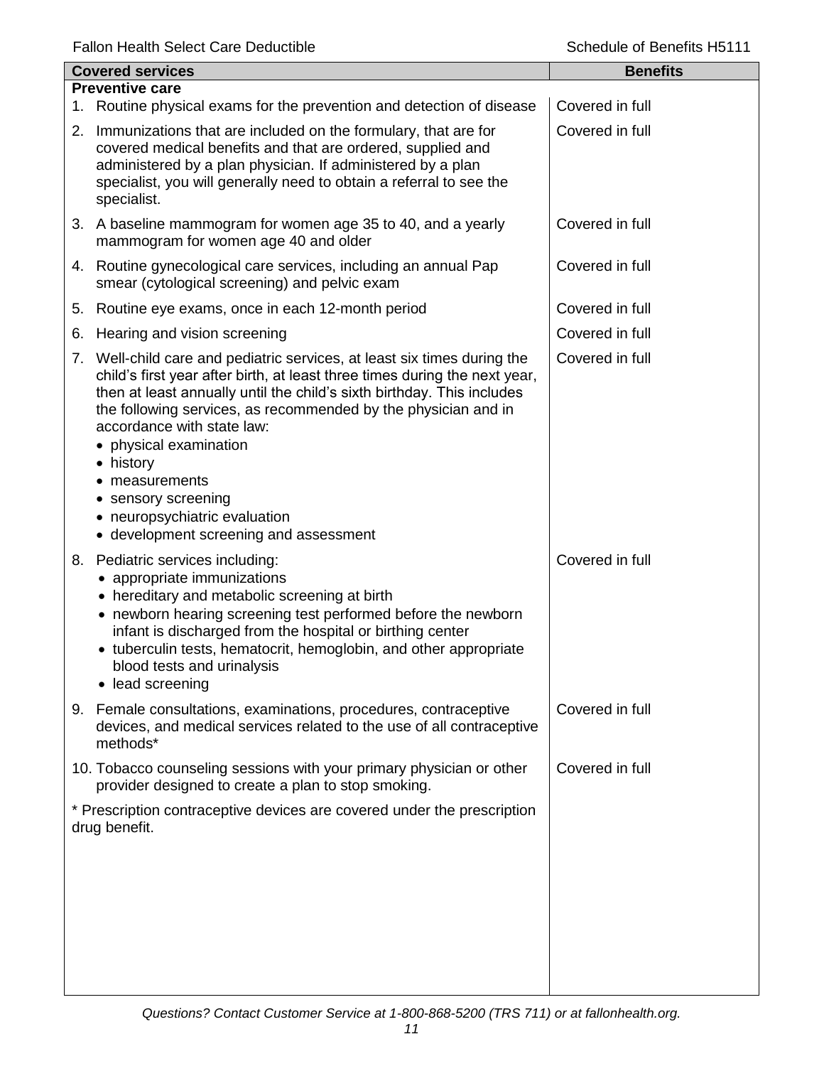| Covered services | Benefits |
|---|---|
| **Preventive care** | |
| 1. Routine physical exams for the prevention and detection of disease | Covered in full |
| 2. Immunizations that are included on the formulary, that are for covered medical benefits and that are ordered, supplied and administered by a plan physician. If administered by a plan specialist, you will generally need to obtain a referral to see the specialist. | Covered in full |
| 3. A baseline mammogram for women age 35 to 40, and a yearly mammogram for women age 40 and older | Covered in full |
| 4. Routine gynecological care services, including an annual Pap smear (cytological screening) and pelvic exam | Covered in full |
| 5. Routine eye exams, once in each 12-month period | Covered in full |
| 6. Hearing and vision screening | Covered in full |
| 7. Well-child care and pediatric services, at least six times during the child's first year after birth, at least three times during the next year, then at least annually until the child's sixth birthday. This includes the following services, as recommended by the physician and in accordance with state law:<br>• physical examination<br>• history<br>• measurements<br>• sensory screening<br>• neuropsychiatric evaluation<br>• development screening and assessment | Covered in full |
| 8. Pediatric services including:<br>• appropriate immunizations<br>• hereditary and metabolic screening at birth<br>• newborn hearing screening test performed before the newborn infant is discharged from the hospital or birthing center<br>• tuberculin tests, hematocrit, hemoglobin, and other appropriate blood tests and urinalysis<br>• lead screening | Covered in full |
| 9. Female consultations, examinations, procedures, contraceptive devices, and medical services related to the use of all contraceptive methods* | Covered in full |
| 10. Tobacco counseling sessions with your primary physician or other provider designed to create a plan to stop smoking. | Covered in full |
| * Prescription contraceptive devices are covered under the prescription drug benefit. | |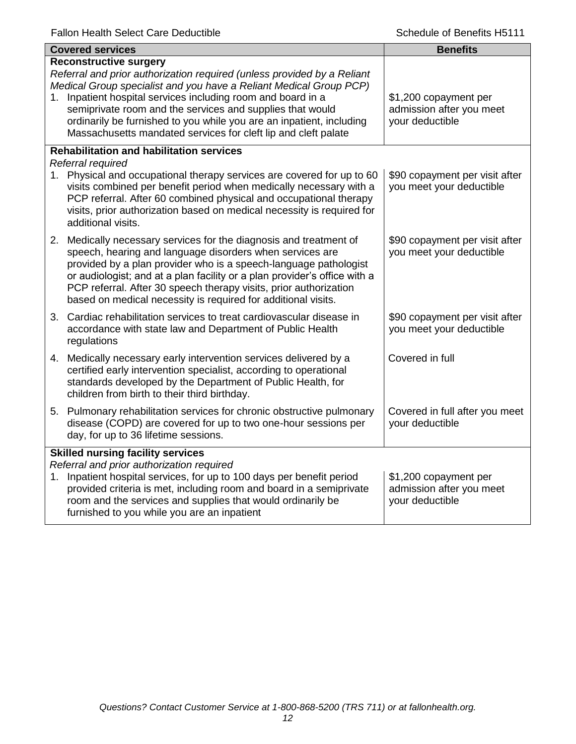| Covered services | Benefits |
|---|---|
| **Reconstructive surgery**<br>*Referral and prior authorization required (unless provided by a Reliant Medical Group specialist and you have a Reliant Medical Group PCP)*<br>1. Inpatient hospital services including room and board in a semiprivate room and the services and supplies that would ordinarily be furnished to you while you are an inpatient, including Massachusetts mandated services for cleft lip and cleft palate | $1,200 copayment per admission after you meet your deductible |
| **Rehabilitation and habilitation services**<br>*Referral required*<br>1. Physical and occupational therapy services are covered for up to 60 visits combined per benefit period when medically necessary with a PCP referral. After 60 combined physical and occupational therapy visits, prior authorization based on medical necessity is required for additional visits. | $90 copayment per visit after you meet your deductible |
| 2. Medically necessary services for the diagnosis and treatment of speech, hearing and language disorders when services are provided by a plan provider who is a speech-language pathologist or audiologist; and at a plan facility or a plan provider's office with a PCP referral. After 30 speech therapy visits, prior authorization based on medical necessity is required for additional visits. | $90 copayment per visit after you meet your deductible |
| 3. Cardiac rehabilitation services to treat cardiovascular disease in accordance with state law and Department of Public Health regulations | $90 copayment per visit after you meet your deductible |
| 4. Medically necessary early intervention services delivered by a certified early intervention specialist, according to operational standards developed by the Department of Public Health, for children from birth to their third birthday. | Covered in full |
| 5. Pulmonary rehabilitation services for chronic obstructive pulmonary disease (COPD) are covered for up to two one-hour sessions per day, for up to 36 lifetime sessions. | Covered in full after you meet your deductible |
| **Skilled nursing facility services**<br>*Referral and prior authorization required*<br>1. Inpatient hospital services, for up to 100 days per benefit period provided criteria is met, including room and board in a semiprivate room and the services and supplies that would ordinarily be furnished to you while you are an inpatient | $1,200 copayment per admission after you meet your deductible |

*Questions? Contact Customer Service at 1-800-868-5200 (TRS 711) or at fallonhealth.org.*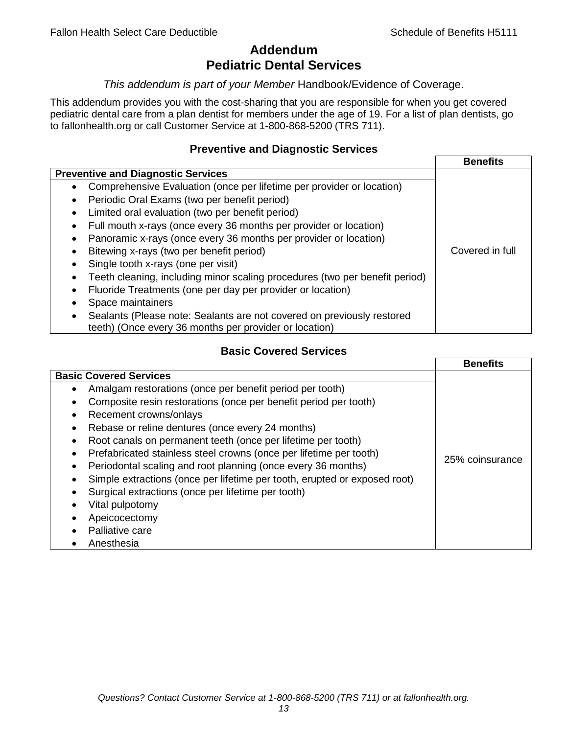# Addendum
# Pediatric Dental Services

*This addendum is part of your Member* Handbook/Evidence of Coverage.

This addendum provides you with the cost-sharing that you are responsible for when you get covered pediatric dental care from a plan dentist for members under the age of 19. For a list of plan dentists, go to fallonhealth.org or call Customer Service at 1-800-868-5200 (TRS 711).

## Preventive and Diagnostic Services

| | Benefits |
|---|---|
| **Preventive and Diagnostic Services** | |
| • Comprehensive Evaluation (once per lifetime per provider or location)<br>• Periodic Oral Exams (two per benefit period)<br>• Limited oral evaluation (two per benefit period)<br>• Full mouth x-rays (once every 36 months per provider or location)<br>• Panoramic x-rays (once every 36 months per provider or location)<br>• Bitewing x-rays (two per benefit period)<br>• Single tooth x-rays (one per visit)<br>• Teeth cleaning, including minor scaling procedures (two per benefit period)<br>• Fluoride Treatments (one per day per provider or location)<br>• Space maintainers<br>• Sealants (Please note: Sealants are not covered on previously restored teeth) (Once every 36 months per provider or location) | Covered in full |

## Basic Covered Services

| | Benefits |
|---|---|
| **Basic Covered Services** | |
| • Amalgam restorations (once per benefit period per tooth)<br>• Composite resin restorations (once per benefit period per tooth)<br>• Recement crowns/onlays<br>• Rebase or reline dentures (once every 24 months)<br>• Root canals on permanent teeth (once per lifetime per tooth)<br>• Prefabricated stainless steel crowns (once per lifetime per tooth)<br>• Periodontal scaling and root planning (once every 36 months)<br>• Simple extractions (once per lifetime per tooth, erupted or exposed root)<br>• Surgical extractions (once per lifetime per tooth)<br>• Vital pulpotomy<br>• Apeicocectomy<br>• Palliative care<br>• Anesthesia | 25% coinsurance |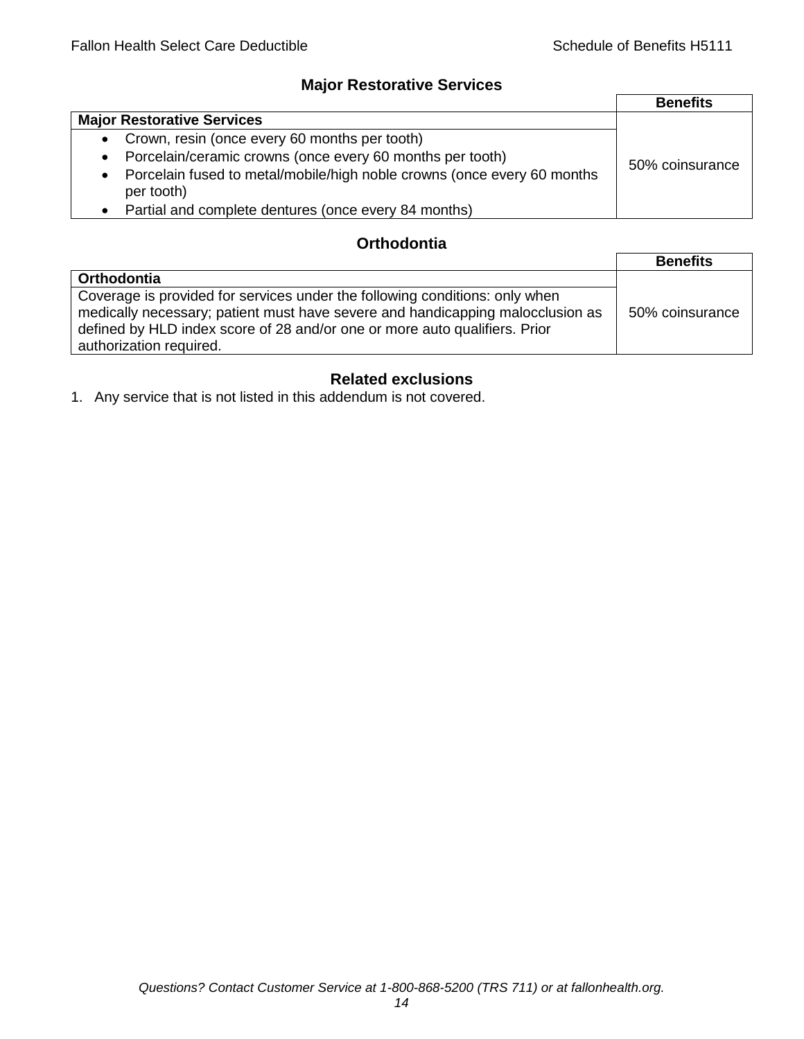## Major Restorative Services

| | Benefits |
|---|---|
| **Major Restorative Services** | 50% coinsurance |
| • Crown, resin (once every 60 months per tooth)<br>• Porcelain/ceramic crowns (once every 60 months per tooth)<br>• Porcelain fused to metal/mobile/high noble crowns (once every 60 months per tooth)<br>• Partial and complete dentures (once every 84 months) | |

## Orthodontia

| | Benefits |
|---|---|
| **Orthodontia** | 50% coinsurance |
| Coverage is provided for services under the following conditions: only when medically necessary; patient must have severe and handicapping malocclusion as defined by HLD index score of 28 and/or one or more auto qualifiers. Prior authorization required. | |

## Related exclusions

1. Any service that is not listed in this addendum is not covered.

*Questions? Contact Customer Service at 1-800-868-5200 (TRS 711) or at fallonhealth.org.*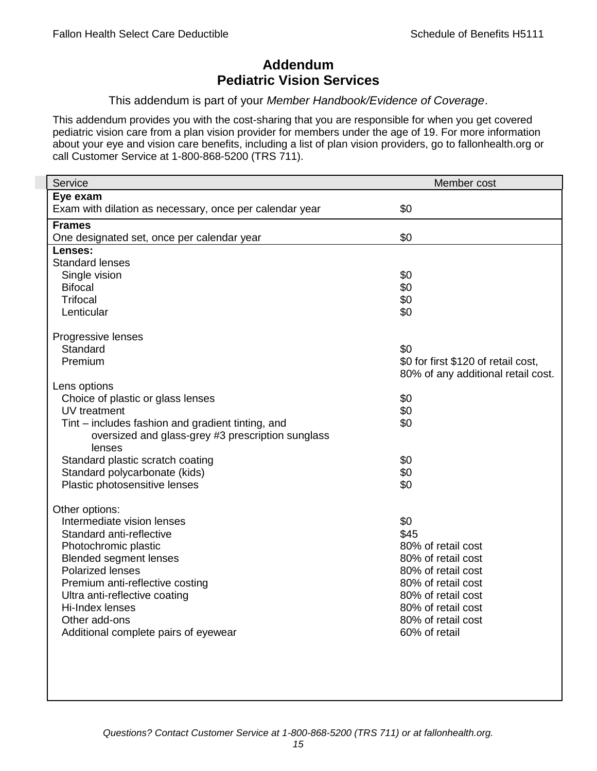# Addendum
# Pediatric Vision Services

This addendum is part of your *Member Handbook/Evidence of Coverage*.

This addendum provides you with the cost-sharing that you are responsible for when you get covered pediatric vision care from a plan vision provider for members under the age of 19. For more information about your eye and vision care benefits, including a list of plan vision providers, go to fallonhealth.org or call Customer Service at 1-800-868-5200 (TRS 711).

| Service | Member cost |
|---|---|
| **Eye exam** | |
| Exam with dilation as necessary, once per calendar year | $0 |
| **Frames** | |
| One designated set, once per calendar year | $0 |
| **Lenses:** | |
| Standard lenses | |
| Single vision | $0 |
| Bifocal | $0 |
| Trifocal | $0 |
| Lenticular | $0 |
| Progressive lenses | |
| Standard | $0 |
| Premium | $0 for first $120 of retail cost, 80% of any additional retail cost. |
| Lens options | |
| Choice of plastic or glass lenses | $0 |
| UV treatment | $0 |
| Tint – includes fashion and gradient tinting, and oversized and glass-grey #3 prescription sunglass lenses | $0 |
| Standard plastic scratch coating | $0 |
| Standard polycarbonate (kids) | $0 |
| Plastic photosensitive lenses | $0 |
| Other options: | |
| Intermediate vision lenses | $0 |
| Standard anti-reflective | $45 |
| Photochromic plastic | 80% of retail cost |
| Blended segment lenses | 80% of retail cost |
| Polarized lenses | 80% of retail cost |
| Premium anti-reflective costing | 80% of retail cost |
| Ultra anti-reflective coating | 80% of retail cost |
| Hi-Index lenses | 80% of retail cost |
| Other add-ons | 80% of retail cost |
| Additional complete pairs of eyewear | 60% of retail |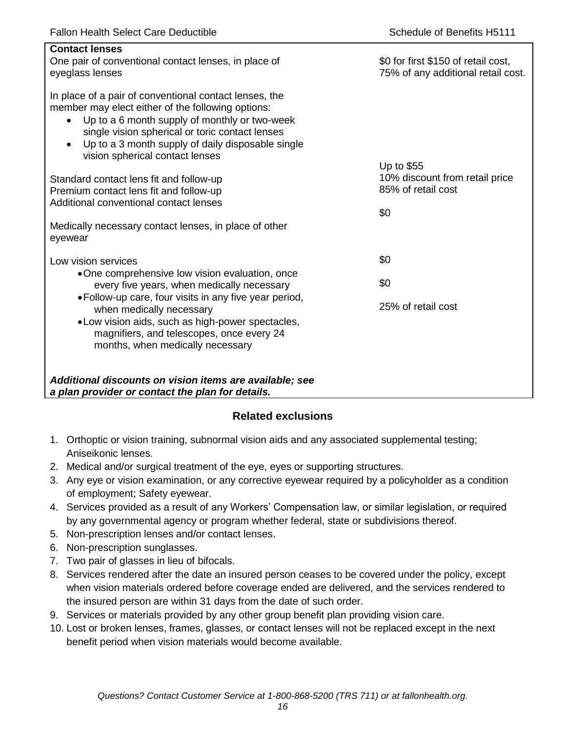| **Contact lenses** | |
|---|---|
| One pair of conventional contact lenses, in place of eyeglass lenses | \$0 for first \$150 of retail cost, 75% of any additional retail cost. |
| In place of a pair of conventional contact lenses, the member may elect either of the following options:<br>• Up to a 6 month supply of monthly or two-week single vision spherical or toric contact lenses<br>• Up to a 3 month supply of daily disposable single vision spherical contact lenses | |
| Standard contact lens fit and follow-up | Up to \$55 |
| Premium contact lens fit and follow-up | 10% discount from retail price |
| Additional conventional contact lenses | 85% of retail cost |
| Medically necessary contact lenses, in place of other eyewear | \$0 |
| Low vision services | |
| • One comprehensive low vision evaluation, once every five years, when medically necessary | \$0 |
| • Follow-up care, four visits in any five year period, when medically necessary | \$0 |
| • Low vision aids, such as high-power spectacles, magnifiers, and telescopes, once every 24 months, when medically necessary | 25% of retail cost |
| ***Additional discounts on vision items are available; see a plan provider or contact the plan for details.*** | |

## Related exclusions

1. Orthoptic or vision training, subnormal vision aids and any associated supplemental testing; Aniseikonic lenses.
2. Medical and/or surgical treatment of the eye, eyes or supporting structures.
3. Any eye or vision examination, or any corrective eyewear required by a policyholder as a condition of employment; Safety eyewear.
4. Services provided as a result of any Workers' Compensation law, or similar legislation, or required by any governmental agency or program whether federal, state or subdivisions thereof.
5. Non-prescription lenses and/or contact lenses.
6. Non-prescription sunglasses.
7. Two pair of glasses in lieu of bifocals.
8. Services rendered after the date an insured person ceases to be covered under the policy, except when vision materials ordered before coverage ended are delivered, and the services rendered to the insured person are within 31 days from the date of such order.
9. Services or materials provided by any other group benefit plan providing vision care.
10. Lost or broken lenses, frames, glasses, or contact lenses will not be replaced except in the next benefit period when vision materials would become available.

*Questions? Contact Customer Service at 1-800-868-5200 (TRS 711) or at fallonhealth.org.*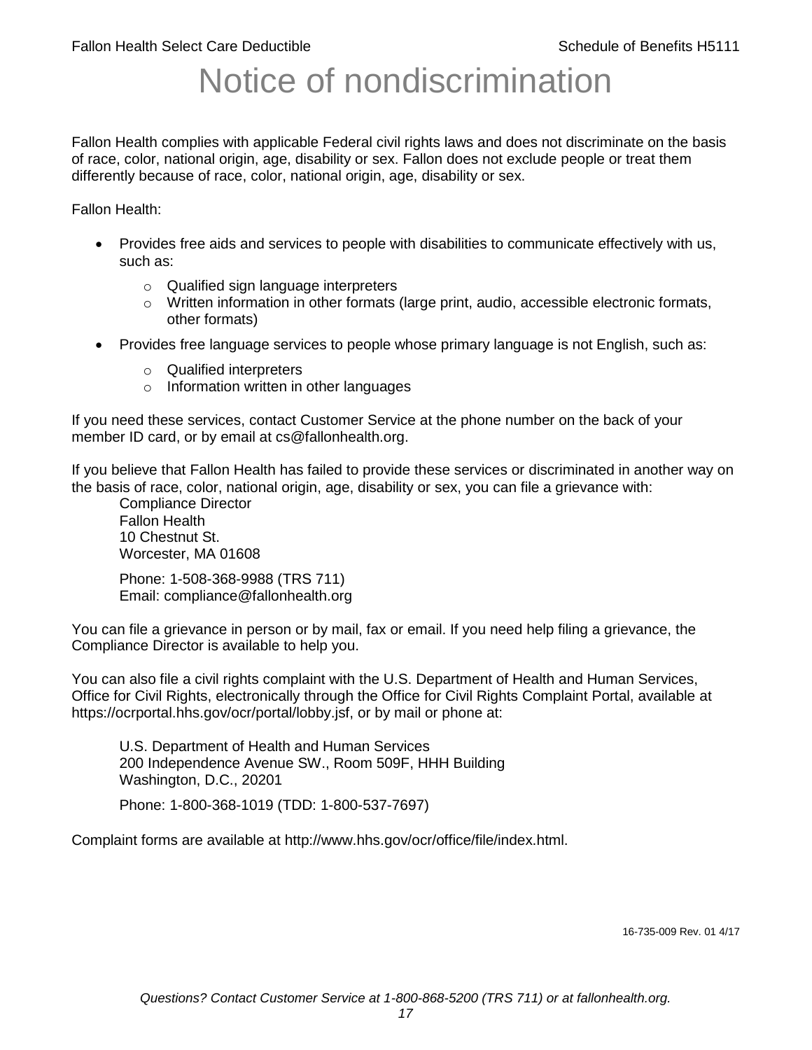# Notice of nondiscrimination

Fallon Health complies with applicable Federal civil rights laws and does not discriminate on the basis of race, color, national origin, age, disability or sex. Fallon does not exclude people or treat them differently because of race, color, national origin, age, disability or sex.

Fallon Health:

- Provides free aids and services to people with disabilities to communicate effectively with us, such as:
  - Qualified sign language interpreters
  - Written information in other formats (large print, audio, accessible electronic formats, other formats)
- Provides free language services to people whose primary language is not English, such as:
  - Qualified interpreters
  - Information written in other languages

If you need these services, contact Customer Service at the phone number on the back of your member ID card, or by email at cs@fallonhealth.org.

If you believe that Fallon Health has failed to provide these services or discriminated in another way on the basis of race, color, national origin, age, disability or sex, you can file a grievance with:

Compliance Director
Fallon Health
10 Chestnut St.
Worcester, MA 01608

Phone: 1-508-368-9988 (TRS 711)
Email: compliance@fallonhealth.org

You can file a grievance in person or by mail, fax or email. If you need help filing a grievance, the Compliance Director is available to help you.

You can also file a civil rights complaint with the U.S. Department of Health and Human Services, Office for Civil Rights, electronically through the Office for Civil Rights Complaint Portal, available at https://ocrportal.hhs.gov/ocr/portal/lobby.jsf, or by mail or phone at:

U.S. Department of Health and Human Services
200 Independence Avenue SW., Room 509F, HHH Building
Washington, D.C., 20201

Phone: 1-800-368-1019 (TDD: 1-800-537-7697)

Complaint forms are available at http://www.hhs.gov/ocr/office/file/index.html.

16-735-009 Rev. 01 4/17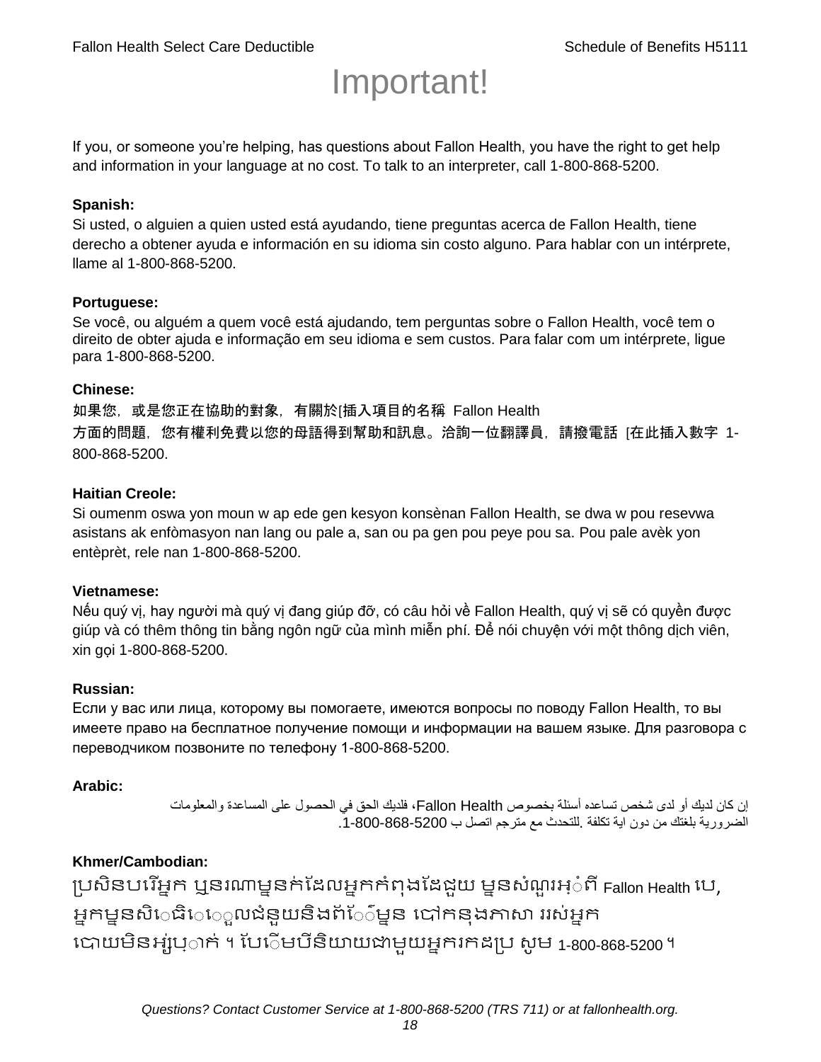# Important!

If you, or someone you're helping, has questions about Fallon Health, you have the right to get help and information in your language at no cost. To talk to an interpreter, call 1-800-868-5200.

**Spanish:**
Si usted, o alguien a quien usted está ayudando, tiene preguntas acerca de Fallon Health, tiene derecho a obtener ayuda e información en su idioma sin costo alguno. Para hablar con un intérprete, llame al 1-800-868-5200.

**Portuguese:**
Se você, ou alguém a quem você está ajudando, tem perguntas sobre o Fallon Health, você tem o direito de obter ajuda e informação em seu idioma e sem custos. Para falar com um intérprete, ligue para 1-800-868-5200.

**Chinese:**
如果您，或是您正在協助的對象，有關於[插入項目的名稱 Fallon Health 方面的問題，您有權利免費以您的母語得到幫助和訊息。洽詢一位翻譯員，請撥電話 [在此插入數字 1-800-868-5200.

**Haitian Creole:**
Si oumenm oswa yon moun w ap ede gen kesyon konsènan Fallon Health, se dwa w pou resevwa asistans ak enfòmasyon nan lang ou pale a, san ou pa gen pou peye pou sa. Pou pale avèk yon entèprèt, rele nan 1-800-868-5200.

**Vietnamese:**
Nếu quý vị, hay người mà quý vị đang giúp đỡ, có câu hỏi về Fallon Health, quý vị sẽ có quyền được giúp và có thêm thông tin bằng ngôn ngữ của mình miễn phí. Để nói chuyện với một thông dịch viên, xin gọi 1-800-868-5200.

**Russian:**
Если у вас или лица, которому вы помогаете, имеются вопросы по поводу Fallon Health, то вы имеете право на бесплатное получение помощи и информации на вашем языке. Для разговора с переводчиком позвоните по телефону 1-800-868-5200.

**Arabic:**
إن كان لديك أو لدى شخص تساعده أسئلة بخصوص Fallon Health، فلديك الحق في الحصول على المساعدة والمعلومات الضرورية بلغتك من دون اية تكلفة .للتحدث مع مترجم اتصل ب 1-800-868-5200.

**Khmer/Cambodian:**
ប្រសិនបើអ្នក ឬនរណាម្នាក់ដែលអ្នកកំពុងដែជួយ ម្នានសំណួរអំពី Fallon Health បេ, អ្នកម្ននសិទ្ធិទទួលជំនួយនិងព័ត៌ម្នាន បៅកនុងភាសា ររស់អ្នក បោយមិនអស់ប្រាក់ ។ បែើមបីនិយាយជាមួយអ្នករកដប្រ សូម 1-800-868-5200 ។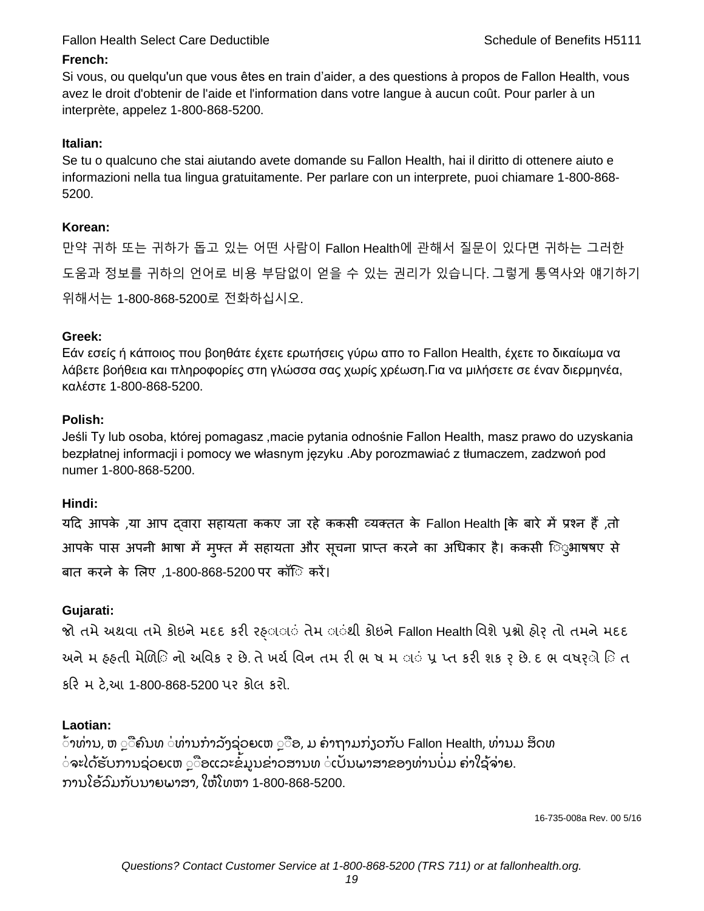**French:**

Si vous, ou quelqu'un que vous êtes en train d'aider, a des questions à propos de Fallon Health, vous avez le droit d'obtenir de l'aide et l'information dans votre langue à aucun coût. Pour parler à un interprète, appelez 1-800-868-5200.

**Italian:**

Se tu o qualcuno che stai aiutando avete domande su Fallon Health, hai il diritto di ottenere aiuto e informazioni nella tua lingua gratuitamente. Per parlare con un interprete, puoi chiamare 1-800-868-5200.

**Korean:**

만약 귀하 또는 귀하가 돕고 있는 어떤 사람이 Fallon Health에 관해서 질문이 있다면 귀하는 그러한 도움과 정보를 귀하의 언어로 비용 부담없이 얻을 수 있는 권리가 있습니다. 그렇게 통역사와 얘기하기 위해서는 1-800-868-5200로 전화하십시오.

**Greek:**

Εάν εσείς ή κάποιος που βοηθάτε έχετε ερωτήσεις γύρω απο το Fallon Health, έχετε το δικαίωμα να λάβετε βοήθεια και πληροφορίες στη γλώσσα σας χωρίς χρέωση.Για να μιλήσετε σε έναν διερμηνέα, καλέστε 1-800-868-5200.

**Polish:**

Jeśli Ty lub osoba, której pomagasz ,macie pytania odnośnie Fallon Health, masz prawo do uzyskania bezpłatnej informacji i pomocy we własnym języku .Aby porozmawiać z tłumaczem, zadzwoń pod numer 1-800-868-5200.

**Hindi:**

यदि आपके ,या आप द्वारा सहायता ककए जा रहे ककसी व्यक्तत के Fallon Health [के बारे में प्रश्न हैं ,तो आपके पास अपनी भाषा में मुफ्त में सहायता और सूचना प्राप्त करने का अधिकार है। ककसी िुभाषषए से बात करने के लिए ,1-800-868-5200 पर कॉि करें।

**Gujarati:**

જો તમે અથવા તમે કોઇને મદદ કરી રહ્યાં તેમ ાંથી કોઇને Fallon Health વિશે પ્રશ્નો હોર્ તો તમને મદદ અને મ હહતી મેળિિ નો અવિક ર છે. તે ખર્ચ વિન તમ રી ભ ષ મ ાં પ્ર પ્ત કરી શક ર્ છે. દ ભ વષર્ો િ ત કરિ મ ટે,આ 1-800-868-5200 પર કોલ કરો.

**Laotian:**

ຖ້າທ່ານ, ຫ ຼືຄົນທ ່ທ່ານກໍາລັງຊ່ວຍເຫ ຼືອ, ມ ຄໍາຖາມກ່ຽວກັບ Fallon Health, ທ່ານມ ສິດທ ່ຈະໄດ້ຮັບການຊ່ວຍເຫ ຼືອແລະຂໍ້ມູນຂ່າວສານທ ່ເປັນພາສາຂອງທ່ານບໍ່ມ ຄ່າໃຊ້ຈ່າຍ. ການໂອ້ລົມກັບນາຍພາສາ, ໃຫ້ໂທຫາ 1-800-868-5200.

16-735-008a Rev. 00 5/16